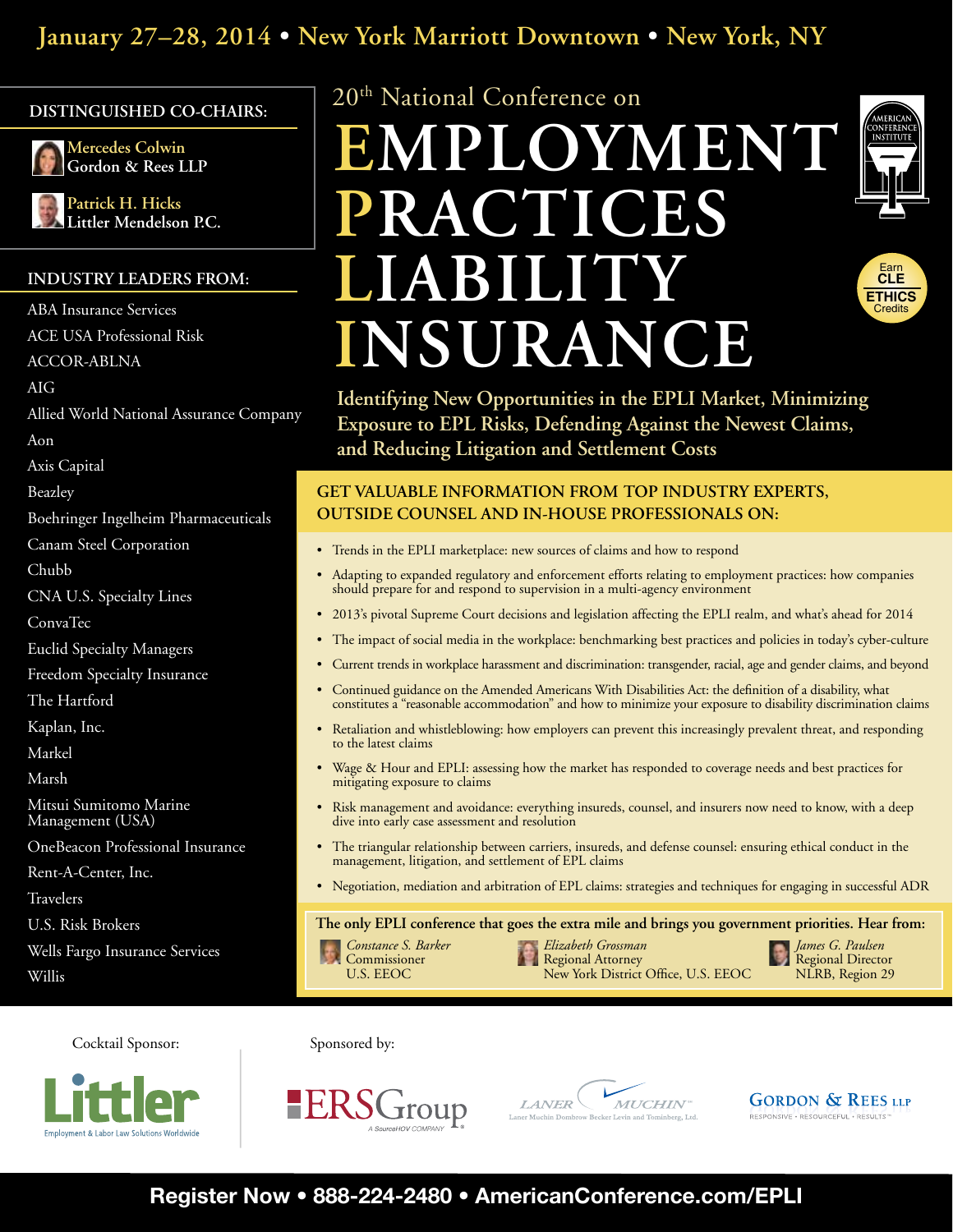January 27–28, 2014 • New York Marriott Downtown • New York, NY

## DISTINGUISHED CO-CHAIRS:

**Mercedes Colwin**
Gordon & Rees LLP

**Patrick H. Hicks**
Littler Mendelson P.C.

## INDUSTRY LEADERS FROM:

ABA Insurance Services
ACE USA Professional Risk
ACCOR-ABLNA
AIG
Allied World National Assurance Company
Aon
Axis Capital
Beazley
Boehringer Ingelheim Pharmaceuticals
Canam Steel Corporation
Chubb
CNA U.S. Specialty Lines
ConvaTec
Euclid Specialty Managers
Freedom Specialty Insurance
The Hartford
Kaplan, Inc.
Markel
Marsh
Mitsui Sumitomo Marine Management (USA)
OneBeacon Professional Insurance
Rent-A-Center, Inc.
Travelers
U.S. Risk Brokers
Wells Fargo Insurance Services
Willis

20th National Conference on

# EMPLOYMENT PRACTICES LIABILITY INSURANCE

American Conference Institute

Earn CLE ETHICS Credits

**Identifying New Opportunities in the EPLI Market, Minimizing Exposure to EPL Risks, Defending Against the Newest Claims, and Reducing Litigation and Settlement Costs**

## GET VALUABLE INFORMATION FROM TOP INDUSTRY EXPERTS, OUTSIDE COUNSEL AND IN-HOUSE PROFESSIONALS ON:

- Trends in the EPLI marketplace: new sources of claims and how to respond
- Adapting to expanded regulatory and enforcement efforts relating to employment practices: how companies should prepare for and respond to supervision in a multi-agency environment
- 2013's pivotal Supreme Court decisions and legislation affecting the EPLI realm, and what's ahead for 2014
- The impact of social media in the workplace: benchmarking best practices and policies in today's cyber-culture
- Current trends in workplace harassment and discrimination: transgender, racial, age and gender claims, and beyond
- Continued guidance on the Amended Americans With Disabilities Act: the definition of a disability, what constitutes a "reasonable accommodation" and how to minimize your exposure to disability discrimination claims
- Retaliation and whistleblowing: how employers can prevent this increasingly prevalent threat, and responding to the latest claims
- Wage & Hour and EPLI: assessing how the market has responded to coverage needs and best practices for mitigating exposure to claims
- Risk management and avoidance: everything insureds, counsel, and insurers now need to know, with a deep dive into early case assessment and resolution
- The triangular relationship between carriers, insureds, and defense counsel: ensuring ethical conduct in the management, litigation, and settlement of EPL claims
- Negotiation, mediation and arbitration of EPL claims: strategies and techniques for engaging in successful ADR

**The only EPLI conference that goes the extra mile and brings you government priorities. Hear from:**

*Constance S. Barker*
Commissioner
U.S. EEOC

*Elizabeth Grossman*
Regional Attorney
New York District Office, U.S. EEOC

*James G. Paulsen*
Regional Director
NLRB, Region 29

Cocktail Sponsor:

Littler — Employment & Labor Law Solutions Worldwide

Sponsored by:

ERSGroup — A SourceHOV Company

Laner Muchin — Laner Muchin Dombrow Becker Levin and Tominberg, Ltd.

Gordon & Rees LLP — Responsive • Resourceful • Results

**Register Now • 888-224-2480 • AmericanConference.com/EPLI**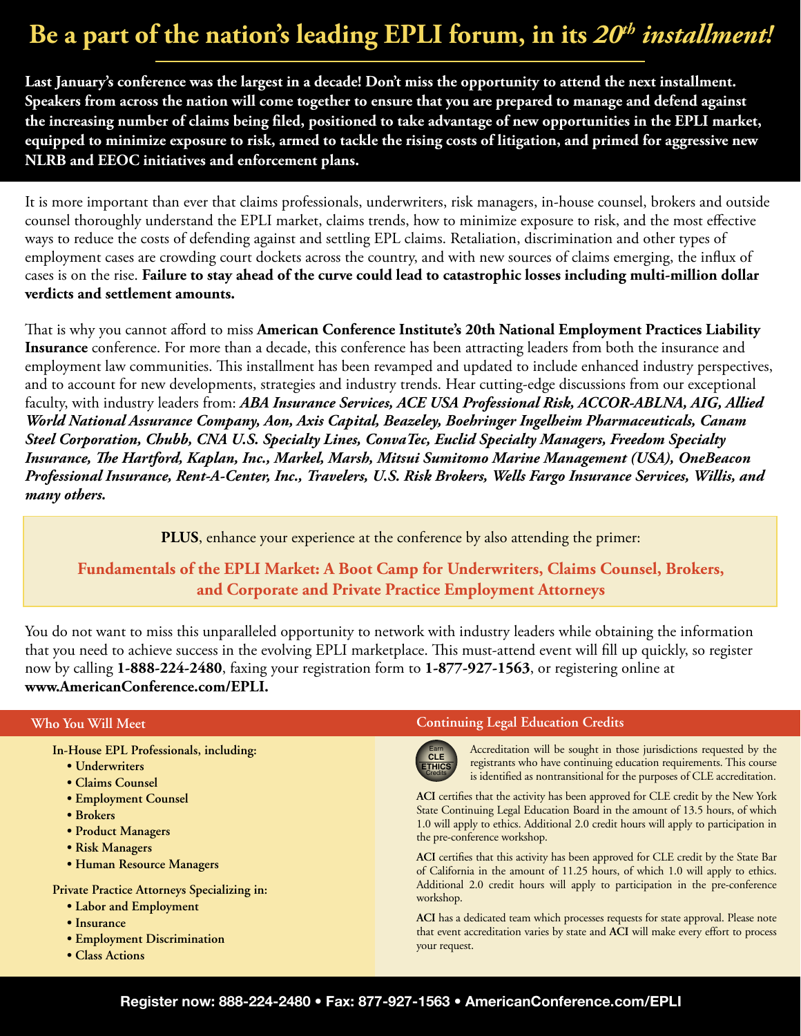# Be a part of the nation's leading EPLI forum, in its *20th installment!*

**Last January's conference was the largest in a decade! Don't miss the opportunity to attend the next installment. Speakers from across the nation will come together to ensure that you are prepared to manage and defend against the increasing number of claims being filed, positioned to take advantage of new opportunities in the EPLI market, equipped to minimize exposure to risk, armed to tackle the rising costs of litigation, and primed for aggressive new NLRB and EEOC initiatives and enforcement plans.**

It is more important than ever that claims professionals, underwriters, risk managers, in-house counsel, brokers and outside counsel thoroughly understand the EPLI market, claims trends, how to minimize exposure to risk, and the most effective ways to reduce the costs of defending against and settling EPL claims. Retaliation, discrimination and other types of employment cases are crowding court dockets across the country, and with new sources of claims emerging, the influx of cases is on the rise. **Failure to stay ahead of the curve could lead to catastrophic losses including multi-million dollar verdicts and settlement amounts.**

That is why you cannot afford to miss **American Conference Institute's 20th National Employment Practices Liability Insurance** conference. For more than a decade, this conference has been attracting leaders from both the insurance and employment law communities. This installment has been revamped and updated to include enhanced industry perspectives, and to account for new developments, strategies and industry trends. Hear cutting-edge discussions from our exceptional faculty, with industry leaders from: ***ABA Insurance Services, ACE USA Professional Risk, ACCOR-ABLNA, AIG, Allied World National Assurance Company, Aon, Axis Capital, Beazeley, Boehringer Ingelheim Pharmaceuticals, Canam Steel Corporation, Chubb, CNA U.S. Specialty Lines, ConvaTec, Euclid Specialty Managers, Freedom Specialty Insurance, The Hartford, Kaplan, Inc., Markel, Marsh, Mitsui Sumitomo Marine Management (USA), OneBeacon Professional Insurance, Rent-A-Center, Inc., Travelers, U.S. Risk Brokers, Wells Fargo Insurance Services, Willis, and many others.***

**PLUS**, enhance your experience at the conference by also attending the primer:

**Fundamentals of the EPLI Market: A Boot Camp for Underwriters, Claims Counsel, Brokers, and Corporate and Private Practice Employment Attorneys**

You do not want to miss this unparalleled opportunity to network with industry leaders while obtaining the information that you need to achieve success in the evolving EPLI marketplace. This must-attend event will fill up quickly, so register now by calling **1-888-224-2480**, faxing your registration form to **1-877-927-1563**, or registering online at **www.AmericanConference.com/EPLI.**

## Who You Will Meet

**In-House EPL Professionals, including:**

- Underwriters
- Claims Counsel
- Employment Counsel
- Brokers
- Product Managers
- Risk Managers
- Human Resource Managers

**Private Practice Attorneys Specializing in:**

- Labor and Employment
- Insurance
- Employment Discrimination
- Class Actions

## Continuing Legal Education Credits

Earn CLE ETHICS Credits

Accreditation will be sought in those jurisdictions requested by the registrants who have continuing education requirements. This course is identified as nontransitional for the purposes of CLE accreditation.

**ACI** certifies that the activity has been approved for CLE credit by the New York State Continuing Legal Education Board in the amount of 13.5 hours, of which 1.0 will apply to ethics. Additional 2.0 credit hours will apply to participation in the pre-conference workshop.

**ACI** certifies that this activity has been approved for CLE credit by the State Bar of California in the amount of 11.25 hours, of which 1.0 will apply to ethics. Additional 2.0 credit hours will apply to participation in the pre-conference workshop.

**ACI** has a dedicated team which processes requests for state approval. Please note that event accreditation varies by state and **ACI** will make every effort to process your request.

**Register now: 888-224-2480 • Fax: 877-927-1563 • AmericanConference.com/EPLI**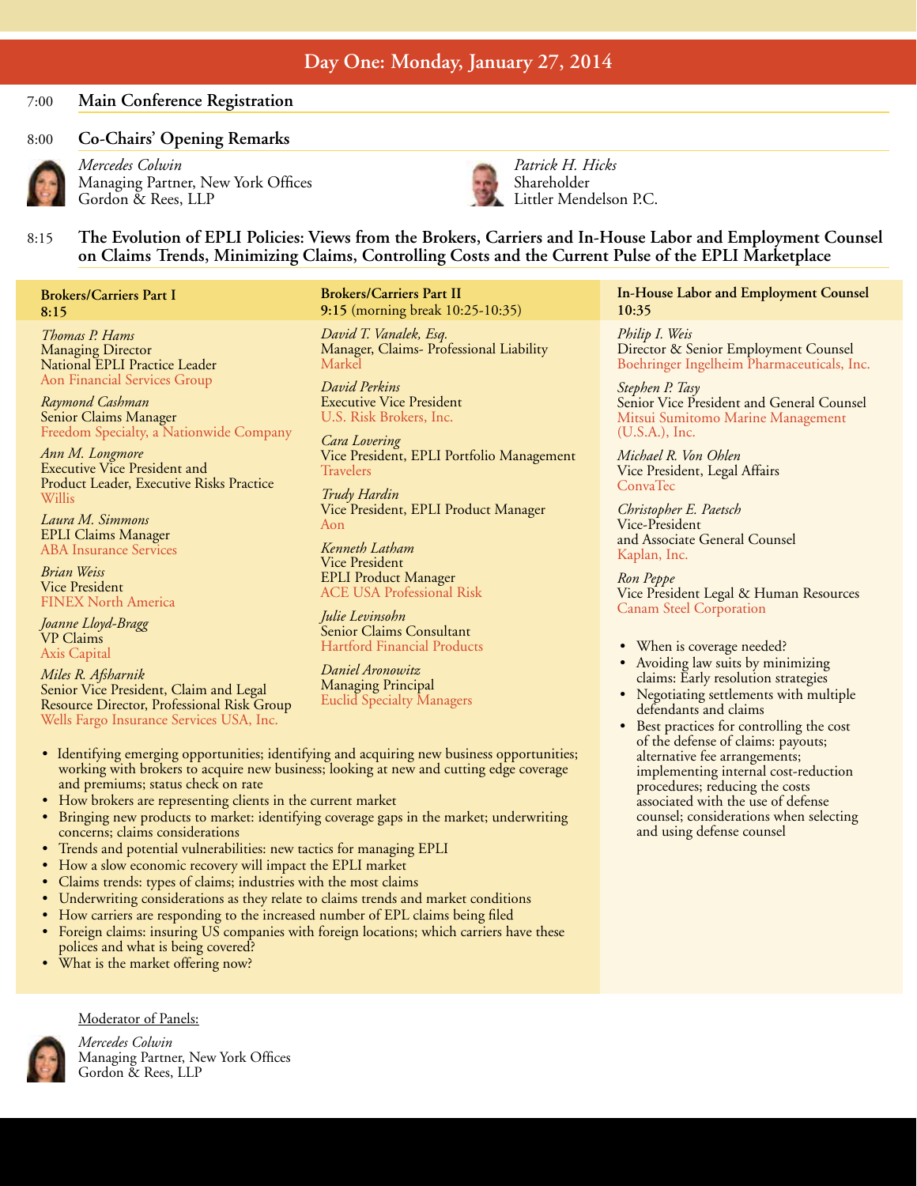## Day One: Monday, January 27, 2014

**7:00 Main Conference Registration**

**8:00 Co-Chairs' Opening Remarks**

*Mercedes Colwin*
Managing Partner, New York Offices
Gordon & Rees, LLP

*Patrick H. Hicks*
Shareholder
Littler Mendelson P.C.

**8:15 The Evolution of EPLI Policies: Views from the Brokers, Carriers and In-House Labor and Employment Counsel on Claims Trends, Minimizing Claims, Controlling Costs and the Current Pulse of the EPLI Marketplace**

### Brokers/Carriers Part I
**8:15**

*Thomas P. Hams*
Managing Director
National EPLI Practice Leader
Aon Financial Services Group

*Raymond Cashman*
Senior Claims Manager
Freedom Specialty, a Nationwide Company

*Ann M. Longmore*
Executive Vice President and
Product Leader, Executive Risks Practice
Willis

*Laura M. Simmons*
EPLI Claims Manager
ABA Insurance Services

*Brian Weiss*
Vice President
FINEX North America

*Joanne Lloyd-Bragg*
VP Claims
Axis Capital

*Miles R. Afsharnik*
Senior Vice President, Claim and Legal Resource Director, Professional Risk Group
Wells Fargo Insurance Services USA, Inc.

### Brokers/Carriers Part II
**9:15** (morning break 10:25-10:35)

*David T. Vanalek, Esq.*
Manager, Claims- Professional Liability
Markel

*David Perkins*
Executive Vice President
U.S. Risk Brokers, Inc.

*Cara Lovering*
Vice President, EPLI Portfolio Management
Travelers

*Trudy Hardin*
Vice President, EPLI Product Manager
Aon

*Kenneth Latham*
Vice President
EPLI Product Manager
ACE USA Professional Risk

*Julie Levinsohn*
Senior Claims Consultant
Hartford Financial Products

*Daniel Aronowitz*
Managing Principal
Euclid Specialty Managers

- Identifying emerging opportunities; identifying and acquiring new business opportunities; working with brokers to acquire new business; looking at new and cutting edge coverage and premiums; status check on rate
- How brokers are representing clients in the current market
- Bringing new products to market: identifying coverage gaps in the market; underwriting concerns; claims considerations
- Trends and potential vulnerabilities: new tactics for managing EPLI
- How a slow economic recovery will impact the EPLI market
- Claims trends: types of claims; industries with the most claims
- Underwriting considerations as they relate to claims trends and market conditions
- How carriers are responding to the increased number of EPL claims being filed
- Foreign claims: insuring US companies with foreign locations; which carriers have these polices and what is being covered?
- What is the market offering now?

### In-House Labor and Employment Counsel
**10:35**

*Philip I. Weis*
Director & Senior Employment Counsel
Boehringer Ingelheim Pharmaceuticals, Inc.

*Stephen P. Tasy*
Senior Vice President and General Counsel
Mitsui Sumitomo Marine Management (U.S.A.), Inc.

*Michael R. Von Ohlen*
Vice President, Legal Affairs
ConvaTec

*Christopher E. Paetsch*
Vice-President
and Associate General Counsel
Kaplan, Inc.

*Ron Peppe*
Vice President Legal & Human Resources
Canam Steel Corporation

- When is coverage needed?
- Avoiding law suits by minimizing claims: Early resolution strategies
- Negotiating settlements with multiple defendants and claims
- Best practices for controlling the cost of the defense of claims: payouts; alternative fee arrangements; implementing internal cost-reduction procedures; reducing the costs associated with the use of defense counsel; considerations when selecting and using defense counsel

Moderator of Panels:

*Mercedes Colwin*
Managing Partner, New York Offices
Gordon & Rees, LLP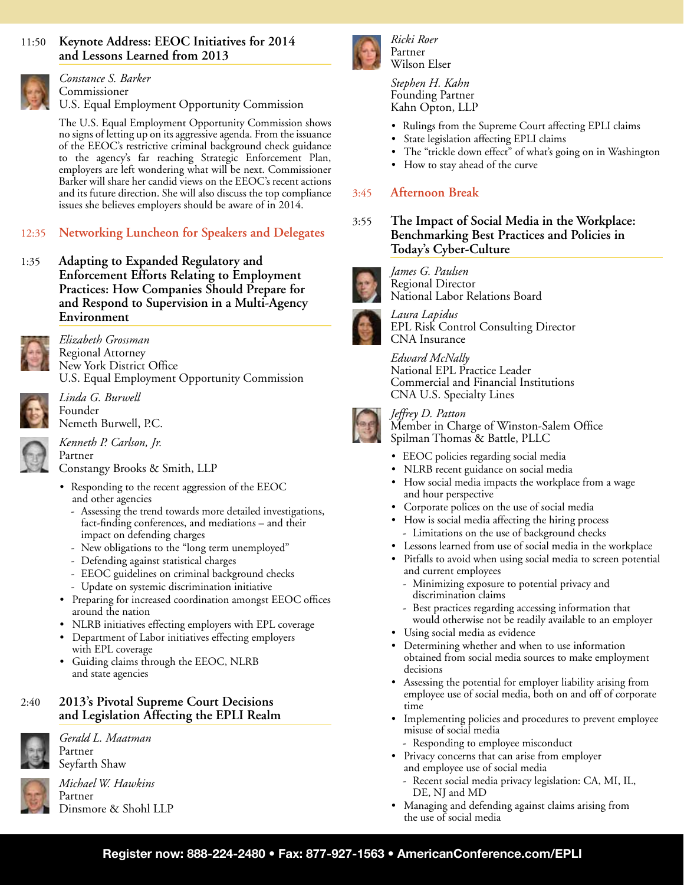## 11:50 Keynote Address: EEOC Initiatives for 2014 and Lessons Learned from 2013

*Constance S. Barker*
Commissioner
U.S. Equal Employment Opportunity Commission

The U.S. Equal Employment Opportunity Commission shows no signs of letting up on its aggressive agenda. From the issuance of the EEOC's restrictive criminal background check guidance to the agency's far reaching Strategic Enforcement Plan, employers are left wondering what will be next. Commissioner Barker will share her candid views on the EEOC's recent actions and its future direction. She will also discuss the top compliance issues she believes employers should be aware of in 2014.

## 12:35 Networking Luncheon for Speakers and Delegates

## 1:35 Adapting to Expanded Regulatory and Enforcement Efforts Relating to Employment Practices: How Companies Should Prepare for and Respond to Supervision in a Multi-Agency Environment

*Elizabeth Grossman*
Regional Attorney
New York District Office
U.S. Equal Employment Opportunity Commission

*Linda G. Burwell*
Founder
Nemeth Burwell, P.C.

*Kenneth P. Carlson, Jr.*
Partner
Constangy Brooks & Smith, LLP

- Responding to the recent aggression of the EEOC and other agencies
  - Assessing the trend towards more detailed investigations, fact-finding conferences, and mediations – and their impact on defending charges
  - New obligations to the "long term unemployed"
  - Defending against statistical charges
  - EEOC guidelines on criminal background checks
  - Update on systemic discrimination initiative
- Preparing for increased coordination amongst EEOC offices around the nation
- NLRB initiatives effecting employers with EPL coverage
- Department of Labor initiatives effecting employers with EPL coverage
- Guiding claims through the EEOC, NLRB and state agencies

## 2:40 2013's Pivotal Supreme Court Decisions and Legislation Affecting the EPLI Realm

*Gerald L. Maatman*
Partner
Seyfarth Shaw

*Michael W. Hawkins*
Partner
Dinsmore & Shohl LLP

*Ricki Roer*
Partner
Wilson Elser

*Stephen H. Kahn*
Founding Partner
Kahn Opton, LLP

- Rulings from the Supreme Court affecting EPLI claims
- State legislation affecting EPLI claims
- The "trickle down effect" of what's going on in Washington
- How to stay ahead of the curve

## 3:45 Afternoon Break

## 3:55 The Impact of Social Media in the Workplace: Benchmarking Best Practices and Policies in Today's Cyber-Culture

*James G. Paulsen*
Regional Director
National Labor Relations Board

*Laura Lapidus*
EPL Risk Control Consulting Director
CNA Insurance

*Edward McNally*
National EPL Practice Leader
Commercial and Financial Institutions
CNA U.S. Specialty Lines

*Jeffrey D. Patton*
Member in Charge of Winston-Salem Office
Spilman Thomas & Battle, PLLC

- EEOC policies regarding social media
- NLRB recent guidance on social media
- How social media impacts the workplace from a wage and hour perspective
- Corporate polices on the use of social media
- How is social media affecting the hiring process
  - Limitations on the use of background checks
- Lessons learned from use of social media in the workplace
- Pitfalls to avoid when using social media to screen potential and current employees
  - Minimizing exposure to potential privacy and discrimination claims
  - Best practices regarding accessing information that would otherwise not be readily available to an employer
- Using social media as evidence
- Determining whether and when to use information obtained from social media sources to make employment decisions
- Assessing the potential for employer liability arising from employee use of social media, both on and off of corporate time
- Implementing policies and procedures to prevent employee misuse of social media
  - Responding to employee misconduct
- Privacy concerns that can arise from employer and employee use of social media
  - Recent social media privacy legislation: CA, MI, IL, DE, NJ and MD
- Managing and defending against claims arising from the use of social media

**Register now: 888-224-2480 • Fax: 877-927-1563 • AmericanConference.com/EPLI**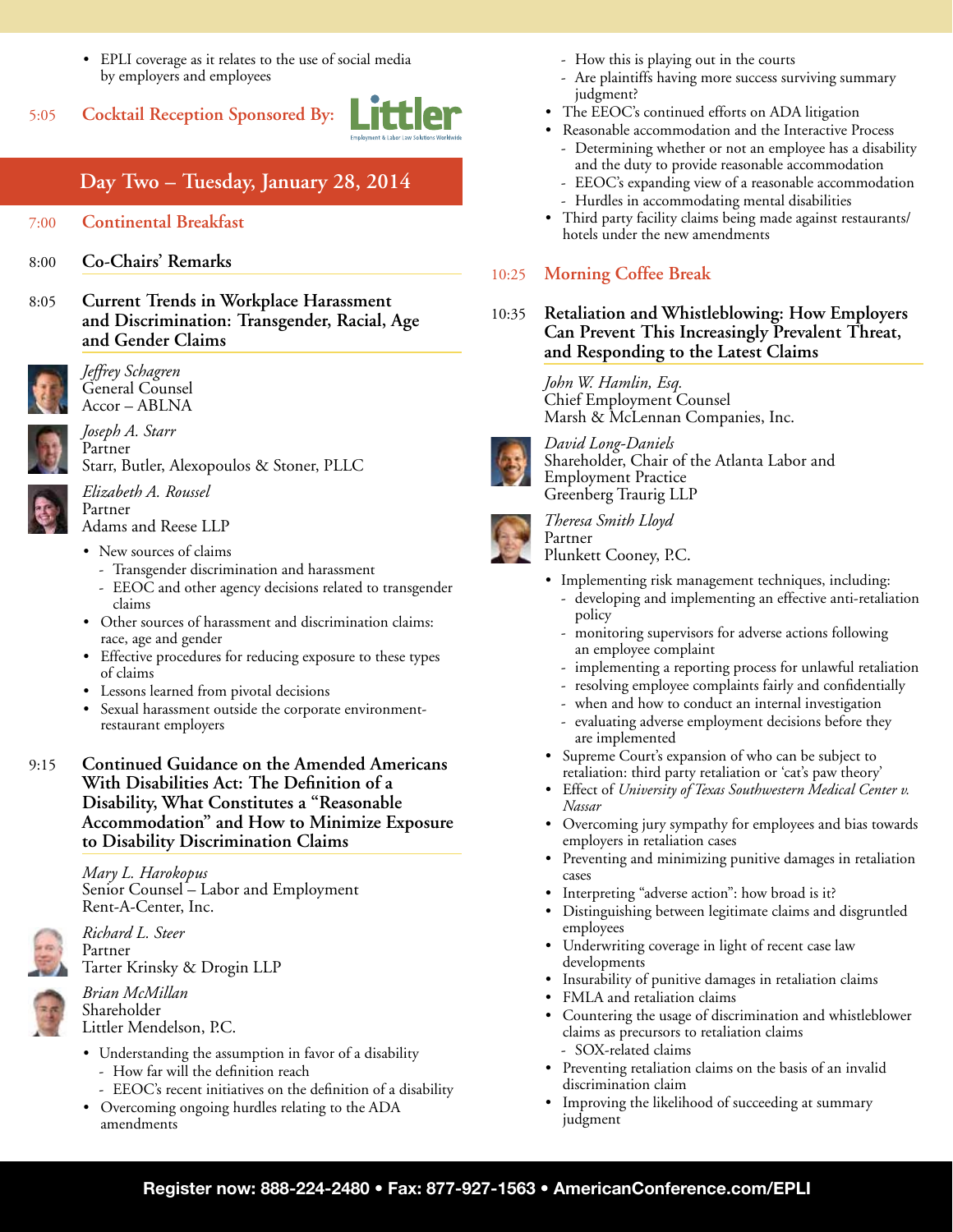- EPLI coverage as it relates to the use of social media by employers and employees

5:05 **Cocktail Reception Sponsored By:** Littler

## Day Two – Tuesday, January 28, 2014

7:00 **Continental Breakfast**

8:00 **Co-Chairs' Remarks**

### 8:05 Current Trends in Workplace Harassment and Discrimination: Transgender, Racial, Age and Gender Claims

*Jeffrey Schagren*
General Counsel
Accor – ABLNA

*Joseph A. Starr*
Partner
Starr, Butler, Alexopoulos & Stoner, PLLC

*Elizabeth A. Roussel*
Partner
Adams and Reese LLP

- New sources of claims
  - Transgender discrimination and harassment
  - EEOC and other agency decisions related to transgender claims
- Other sources of harassment and discrimination claims: race, age and gender
- Effective procedures for reducing exposure to these types of claims
- Lessons learned from pivotal decisions
- Sexual harassment outside the corporate environment- restaurant employers

### 9:15 Continued Guidance on the Amended Americans With Disabilities Act: The Definition of a Disability, What Constitutes a "Reasonable Accommodation" and How to Minimize Exposure to Disability Discrimination Claims

*Mary L. Harokopus*
Senior Counsel – Labor and Employment
Rent-A-Center, Inc.

*Richard L. Steer*
Partner
Tarter Krinsky & Drogin LLP

*Brian McMillan*
Shareholder
Littler Mendelson, P.C.

- Understanding the assumption in favor of a disability
  - How far will the definition reach
  - EEOC's recent initiatives on the definition of a disability
- Overcoming ongoing hurdles relating to the ADA amendments
  - How this is playing out in the courts
  - Are plaintiffs having more success surviving summary judgment?
- The EEOC's continued efforts on ADA litigation
- Reasonable accommodation and the Interactive Process
  - Determining whether or not an employee has a disability and the duty to provide reasonable accommodation
  - EEOC's expanding view of a reasonable accommodation
  - Hurdles in accommodating mental disabilities
- Third party facility claims being made against restaurants/ hotels under the new amendments

10:25 **Morning Coffee Break**

### 10:35 Retaliation and Whistleblowing: How Employers Can Prevent This Increasingly Prevalent Threat, and Responding to the Latest Claims

*John W. Hamlin, Esq.*
Chief Employment Counsel
Marsh & McLennan Companies, Inc.

*David Long-Daniels*
Shareholder, Chair of the Atlanta Labor and Employment Practice
Greenberg Traurig LLP

*Theresa Smith Lloyd*
Partner
Plunkett Cooney, P.C.

- Implementing risk management techniques, including:
  - developing and implementing an effective anti-retaliation policy
  - monitoring supervisors for adverse actions following an employee complaint
  - implementing a reporting process for unlawful retaliation
  - resolving employee complaints fairly and confidentially
  - when and how to conduct an internal investigation
  - evaluating adverse employment decisions before they are implemented
- Supreme Court's expansion of who can be subject to retaliation: third party retaliation or 'cat's paw theory'
- Effect of *University of Texas Southwestern Medical Center v. Nassar*
- Overcoming jury sympathy for employees and bias towards employers in retaliation cases
- Preventing and minimizing punitive damages in retaliation cases
- Interpreting "adverse action": how broad is it?
- Distinguishing between legitimate claims and disgruntled employees
- Underwriting coverage in light of recent case law developments
- Insurability of punitive damages in retaliation claims
- FMLA and retaliation claims
- Countering the usage of discrimination and whistleblower claims as precursors to retaliation claims
  - SOX-related claims
- Preventing retaliation claims on the basis of an invalid discrimination claim
- Improving the likelihood of succeeding at summary judgment

**Register now: 888-224-2480 • Fax: 877-927-1563 • AmericanConference.com/EPLI**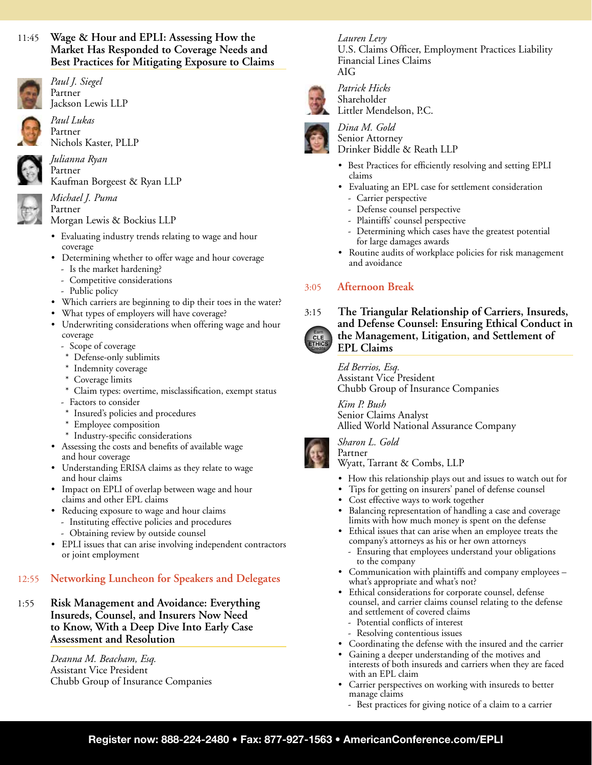### 11:45 Wage & Hour and EPLI: Assessing How the Market Has Responded to Coverage Needs and Best Practices for Mitigating Exposure to Claims

*Paul J. Siegel*
Partner
Jackson Lewis LLP

*Paul Lukas*
Partner
Nichols Kaster, PLLP

*Julianna Ryan*
Partner
Kaufman Borgeest & Ryan LLP

*Michael J. Puma*
Partner
Morgan Lewis & Bockius LLP

- Evaluating industry trends relating to wage and hour coverage
- Determining whether to offer wage and hour coverage
  - Is the market hardening?
  - Competitive considerations
  - Public policy
- Which carriers are beginning to dip their toes in the water?
- What types of employers will have coverage?
- Underwriting considerations when offering wage and hour coverage
  - Scope of coverage
    - Defense-only sublimits
    - Indemnity coverage
    - Coverage limits
    - Claim types: overtime, misclassification, exempt status
  - Factors to consider
    - Insured's policies and procedures
    - Employee composition
    - Industry-specific considerations
- Assessing the costs and benefits of available wage and hour coverage
- Understanding ERISA claims as they relate to wage and hour claims
- Impact on EPLI of overlap between wage and hour claims and other EPL claims
- Reducing exposure to wage and hour claims
  - Instituting effective policies and procedures
  - Obtaining review by outside counsel
- EPLI issues that can arise involving independent contractors or joint employment

### 12:55 Networking Luncheon for Speakers and Delegates

### 1:55 Risk Management and Avoidance: Everything Insureds, Counsel, and Insurers Now Need to Know, With a Deep Dive Into Early Case Assessment and Resolution

*Deanna M. Beacham, Esq.*
Assistant Vice President
Chubb Group of Insurance Companies

*Lauren Levy*
U.S. Claims Officer, Employment Practices Liability
Financial Lines Claims
AIG

*Patrick Hicks*
Shareholder
Littler Mendelson, P.C.

*Dina M. Gold*
Senior Attorney
Drinker Biddle & Reath LLP

- Best Practices for efficiently resolving and setting EPLI claims
- Evaluating an EPL case for settlement consideration
  - Carrier perspective
  - Defense counsel perspective
  - Plaintiffs' counsel perspective
  - Determining which cases have the greatest potential for large damages awards
- Routine audits of workplace policies for risk management and avoidance

### 3:05 Afternoon Break

### 3:15 The Triangular Relationship of Carriers, Insureds, and Defense Counsel: Ensuring Ethical Conduct in the Management, Litigation, and Settlement of EPL Claims

Earn CLE ETHICS Credits

*Ed Berrios, Esq.*
Assistant Vice President
Chubb Group of Insurance Companies

*Kim P. Bush*
Senior Claims Analyst
Allied World National Assurance Company

*Sharon L. Gold*
Partner
Wyatt, Tarrant & Combs, LLP

- How this relationship plays out and issues to watch out for
- Tips for getting on insurers' panel of defense counsel
- Cost effective ways to work together
- Balancing representation of handling a case and coverage limits with how much money is spent on the defense
- Ethical issues that can arise when an employee treats the company's attorneys as his or her own attorneys
  - Ensuring that employees understand your obligations to the company
- Communication with plaintiffs and company employees – what's appropriate and what's not?
- Ethical considerations for corporate counsel, defense counsel, and carrier claims counsel relating to the defense and settlement of covered claims
  - Potential conflicts of interest
  - Resolving contentious issues
- Coordinating the defense with the insured and the carrier
- Gaining a deeper understanding of the motives and interests of both insureds and carriers when they are faced with an EPL claim
- Carrier perspectives on working with insureds to better manage claims
  - Best practices for giving notice of a claim to a carrier

**Register now: 888-224-2480 • Fax: 877-927-1563 • AmericanConference.com/EPLI**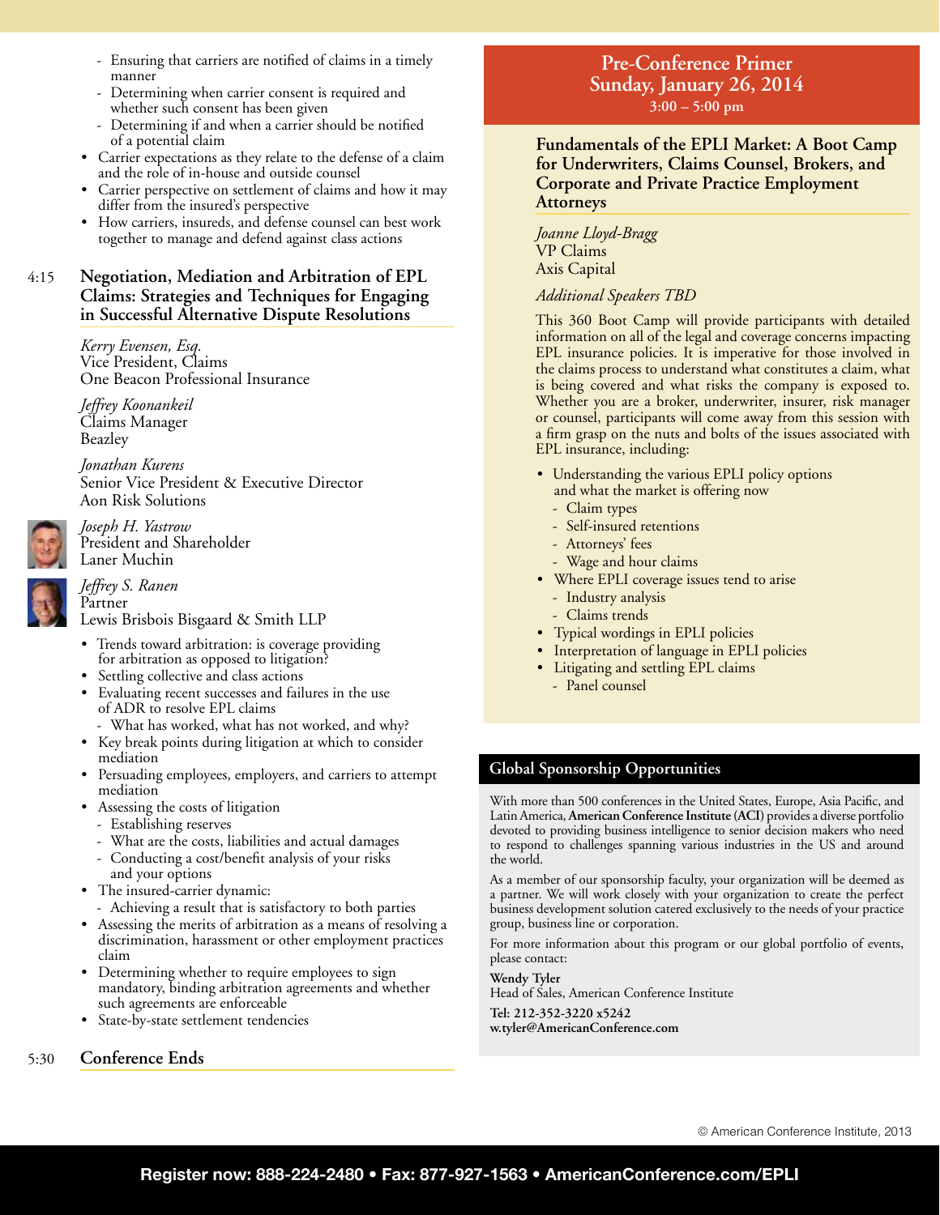- Ensuring that carriers are notified of claims in a timely manner
- Determining when carrier consent is required and whether such consent has been given
- Determining if and when a carrier should be notified of a potential claim

- Carrier expectations as they relate to the defense of a claim and the role of in-house and outside counsel
- Carrier perspective on settlement of claims and how it may differ from the insured's perspective
- How carriers, insureds, and defense counsel can best work together to manage and defend against class actions

4:15 **Negotiation, Mediation and Arbitration of EPL Claims: Strategies and Techniques for Engaging in Successful Alternative Dispute Resolutions**

*Kerry Evensen, Esq.*
Vice President, Claims
One Beacon Professional Insurance

*Jeffrey Koonankeil*
Claims Manager
Beazley

*Jonathan Kurens*
Senior Vice President & Executive Director
Aon Risk Solutions

*Joseph H. Yastrow*
President and Shareholder
Laner Muchin

*Jeffrey S. Ranen*
Partner
Lewis Brisbois Bisgaard & Smith LLP

- Trends toward arbitration: is coverage providing for arbitration as opposed to litigation?
- Settling collective and class actions
- Evaluating recent successes and failures in the use of ADR to resolve EPL claims
  - What has worked, what has not worked, and why?
- Key break points during litigation at which to consider mediation
- Persuading employees, employers, and carriers to attempt mediation
- Assessing the costs of litigation
  - Establishing reserves
  - What are the costs, liabilities and actual damages
  - Conducting a cost/benefit analysis of your risks and your options
- The insured-carrier dynamic:
  - Achieving a result that is satisfactory to both parties
- Assessing the merits of arbitration as a means of resolving a discrimination, harassment or other employment practices claim
- Determining whether to require employees to sign mandatory, binding arbitration agreements and whether such agreements are enforceable
- State-by-state settlement tendencies

5:30 **Conference Ends**

## Pre-Conference Primer
## Sunday, January 26, 2014
**3:00 – 5:00 pm**

### Fundamentals of the EPLI Market: A Boot Camp for Underwriters, Claims Counsel, Brokers, and Corporate and Private Practice Employment Attorneys

*Joanne Lloyd-Bragg*
VP Claims
Axis Capital

*Additional Speakers TBD*

This 360 Boot Camp will provide participants with detailed information on all of the legal and coverage concerns impacting EPL insurance policies. It is imperative for those involved in the claims process to understand what constitutes a claim, what is being covered and what risks the company is exposed to. Whether you are a broker, underwriter, insurer, risk manager or counsel, participants will come away from this session with a firm grasp on the nuts and bolts of the issues associated with EPL insurance, including:

- Understanding the various EPLI policy options and what the market is offering now
  - Claim types
  - Self-insured retentions
  - Attorneys' fees
  - Wage and hour claims
- Where EPLI coverage issues tend to arise
  - Industry analysis
  - Claims trends
- Typical wordings in EPLI policies
- Interpretation of language in EPLI policies
- Litigating and settling EPL claims
  - Panel counsel

## Global Sponsorship Opportunities

With more than 500 conferences in the United States, Europe, Asia Pacific, and Latin America, **American Conference Institute (ACI)** provides a diverse portfolio devoted to providing business intelligence to senior decision makers who need to respond to challenges spanning various industries in the US and around the world.

As a member of our sponsorship faculty, your organization will be deemed as a partner. We will work closely with your organization to create the perfect business development solution catered exclusively to the needs of your practice group, business line or corporation.

For more information about this program or our global portfolio of events, please contact:

**Wendy Tyler**
Head of Sales, American Conference Institute
**Tel: 212-352-3220 x5242**
**w.tyler@AmericanConference.com**

© American Conference Institute, 2013

**Register now: 888-224-2480 • Fax: 877-927-1563 • AmericanConference.com/EPLI**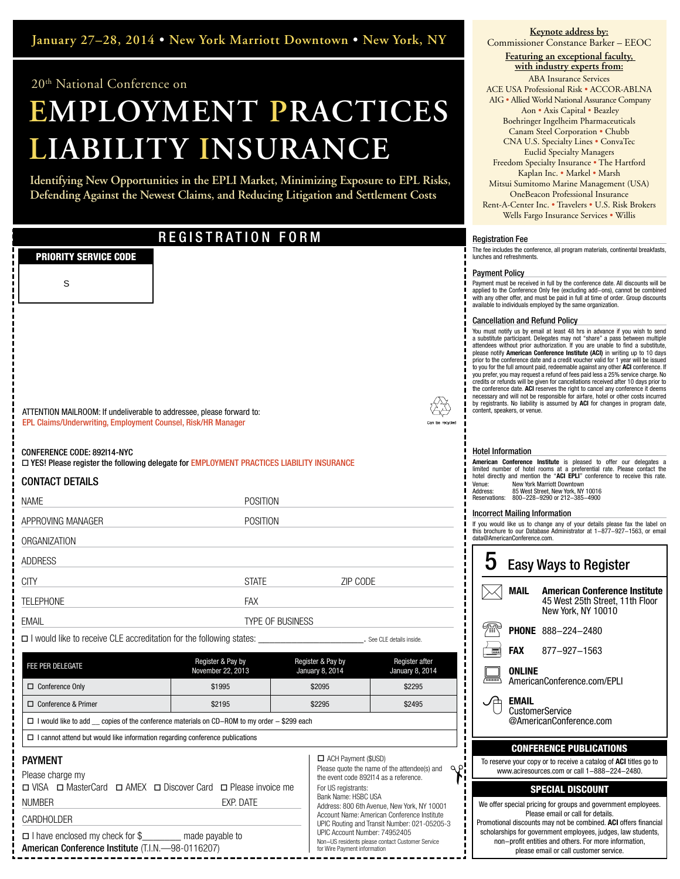January 27–28, 2014 • New York Marriott Downtown • New York, NY

20th National Conference on

# EMPLOYMENT PRACTICES LIABILITY INSURANCE

**Identifying New Opportunities in the EPLI Market, Minimizing Exposure to EPL Risks, Defending Against the Newest Claims, and Reducing Litigation and Settlement Costs**

**Keynote address by:**
Commissioner Constance Barker – EEOC

**Featuring an exceptional faculty, with industry experts from:**

ABA Insurance Services
ACE USA Professional Risk • ACCOR-ABLNA
AIG • Allied World National Assurance Company
Aon • Axis Capital • Beazley
Boehringer Ingelheim Pharmaceuticals
Canam Steel Corporation • Chubb
CNA U.S. Specialty Lines • ConvaTec
Euclid Specialty Managers
Freedom Specialty Insurance • The Hartford
Kaplan Inc. • Markel • Marsh
Mitsui Sumitomo Marine Management (USA)
OneBeacon Professional Insurance
Rent-A-Center Inc. • Travelers • U.S. Risk Brokers
Wells Fargo Insurance Services • Willis

## REGISTRATION FORM

**PRIORITY SERVICE CODE**

S

ATTENTION MAILROOM: If undeliverable to addressee, please forward to:
EPL Claims/Underwriting, Employment Counsel, Risk/HR Manager

Can be recycled

CONFERENCE CODE: 892I14-NYC

☐ YES! Please register the following delegate for EMPLOYMENT PRACTICES LIABILITY INSURANCE

### CONTACT DETAILS

NAME ___ POSITION ___

APPROVING MANAGER ___ POSITION ___

ORGANIZATION ___

ADDRESS ___

CITY ___ STATE ___ ZIP CODE ___

TELEPHONE ___ FAX ___

EMAIL ___ TYPE OF BUSINESS ___

☐ I would like to receive CLE accreditation for the following states: ______________________. See CLE details inside.

| FEE PER DELEGATE | Register & Pay by November 22, 2013 | Register & Pay by January 8, 2014 | Register after January 8, 2014 |
|---|---|---|---|
| ☐ Conference Only | $1995 | $2095 | $2295 |
| ☐ Conference & Primer | $2195 | $2295 | $2495 |
| ☐ I would like to add __ copies of the conference materials on CD–ROM to my order – $299 each | | | |
| ☐ I cannot attend but would like information regarding conference publications | | | |

### PAYMENT

Please charge my

☐ VISA ☐ MasterCard ☐ AMEX ☐ Discover Card ☐ Please invoice me

NUMBER ___ EXP. DATE ___

CARDHOLDER ___

☐ I have enclosed my check for $________ made payable to **American Conference Institute** (T.I.N.—98-0116207)

☐ ACH Payment ($USD)

Please quote the name of the attendee(s) and the event code 892I14 as a reference.

For US registrants:
Bank Name: HSBC USA
Address: 800 6th Avenue, New York, NY 10001
Account Name: American Conference Institute
UPIC Routing and Transit Number: 021-05205-3
UPIC Account Number: 74952405

Non–US residents please contact Customer Service for Wire Payment information

#### Registration Fee

The fee includes the conference, all program materials, continental breakfasts, lunches and refreshments.

#### Payment Policy

Payment must be received in full by the conference date. All discounts will be applied to the Conference Only fee (excluding add–ons), cannot be combined with any other offer, and must be paid in full at time of order. Group discounts available to individuals employed by the same organization.

#### Cancellation and Refund Policy

You must notify us by email at least 48 hrs in advance if you wish to send a substitute participant. Delegates may not "share" a pass between multiple attendees without prior authorization. If you are unable to find a substitute, please notify **American Conference Institute (ACI)** in writing up to 10 days prior to the conference date and a credit voucher valid for 1 year will be issued to you for the full amount paid, redeemable against any other **ACI** conference. If you prefer, you may request a refund of fees paid less a 25% service charge. No credits or refunds will be given for cancellations received after 10 days prior to the conference date. **ACI** reserves the right to cancel any conference it deems necessary and will not be responsible for airfare, hotel or other costs incurred by registrants. No liability is assumed by **ACI** for changes in program date, content, speakers, or venue.

#### Hotel Information

**American Conference Institute** is pleased to offer our delegates a limited number of hotel rooms at a preferential rate. Please contact the hotel directly and mention the "**ACI EPLI**" conference to receive this rate.

Venue: New York Marriott Downtown
Address: 85 West Street, New York, NY 10016
Reservations: 800–228–9290 or 212–385–4900

#### Incorrect Mailing Information

If you would like us to change any of your details please fax the label on this brochure to our Database Administrator at 1–877–927–1563, or email data@AmericanConference.com.

### 5 Easy Ways to Register

**MAIL** **American Conference Institute**
45 West 25th Street, 11th Floor
New York, NY 10010

**PHONE** 888–224–2480

**FAX** 877–927–1563

**ONLINE**
AmericanConference.com/EPLI

**EMAIL**
CustomerService@AmericanConference.com

### CONFERENCE PUBLICATIONS

To reserve your copy or to receive a catalog of **ACI** titles go to www.aciresources.com or call 1–888–224–2480.

### SPECIAL DISCOUNT

We offer special pricing for groups and government employees. Please email or call for details.
Promotional discounts may not be combined. **ACI** offers financial scholarships for government employees, judges, law students, non–profit entities and others. For more information, please email or call customer service.